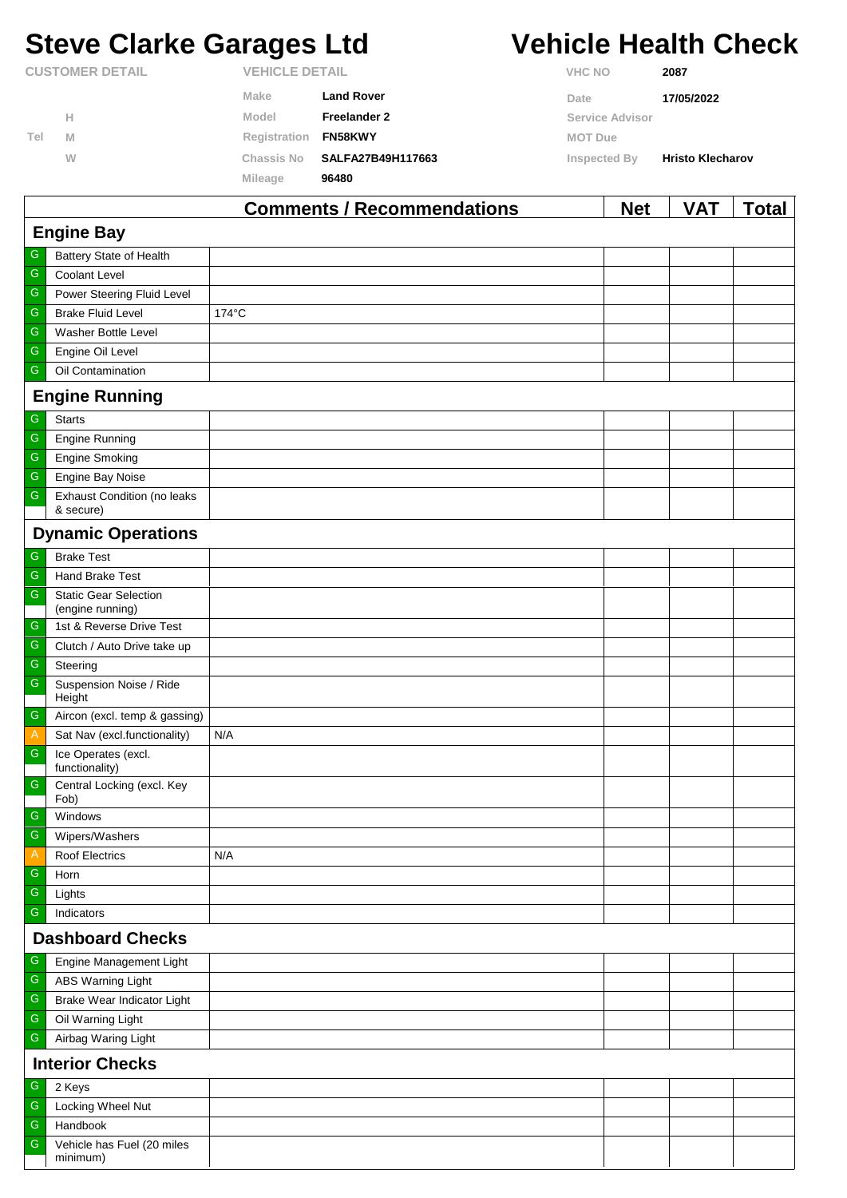# Steve Clarke Garages Ltd

# Vehicle Health Check

| CUSTOMER DETAIL | | VEHICLE DETAIL | | | |
|---|---|---|---|---|---|
| | | Make | Land Rover | VHC NO | 2087 |
| | H | Model | Freelander 2 | Date | 17/05/2022 |
| Tel | M | Registration | FN58KWY | Service Advisor | |
| | W | Chassis No | SALFA27B49H117663 | MOT Due | |
| | | Mileage | 96480 | Inspected By | Hristo Klecharov |

| | | Comments / Recommendations | Net | VAT | Total |
|---|---|---|---|---|---|
| **Engine Bay** | | | | | |
| G | Battery State of Health | | | | |
| G | Coolant Level | | | | |
| G | Power Steering Fluid Level | | | | |
| G | Brake Fluid Level | 174°C | | | |
| G | Washer Bottle Level | | | | |
| G | Engine Oil Level | | | | |
| G | Oil Contamination | | | | |
| **Engine Running** | | | | | |
| G | Starts | | | | |
| G | Engine Running | | | | |
| G | Engine Smoking | | | | |
| G | Engine Bay Noise | | | | |
| G | Exhaust Condition (no leaks & secure) | | | | |
| **Dynamic Operations** | | | | | |
| G | Brake Test | | | | |
| G | Hand Brake Test | | | | |
| G | Static Gear Selection (engine running) | | | | |
| G | 1st & Reverse Drive Test | | | | |
| G | Clutch / Auto Drive take up | | | | |
| G | Steering | | | | |
| G | Suspension Noise / Ride Height | | | | |
| G | Aircon (excl. temp & gassing) | | | | |
| A | Sat Nav (excl.functionality) | N/A | | | |
| G | Ice Operates (excl. functionality) | | | | |
| G | Central Locking (excl. Key Fob) | | | | |
| G | Windows | | | | |
| G | Wipers/Washers | | | | |
| A | Roof Electrics | N/A | | | |
| G | Horn | | | | |
| G | Lights | | | | |
| G | Indicators | | | | |
| **Dashboard Checks** | | | | | |
| G | Engine Management Light | | | | |
| G | ABS Warning Light | | | | |
| G | Brake Wear Indicator Light | | | | |
| G | Oil Warning Light | | | | |
| G | Airbag Waring Light | | | | |
| **Interior Checks** | | | | | |
| G | 2 Keys | | | | |
| G | Locking Wheel Nut | | | | |
| G | Handbook | | | | |
| G | Vehicle has Fuel (20 miles minimum) | | | | |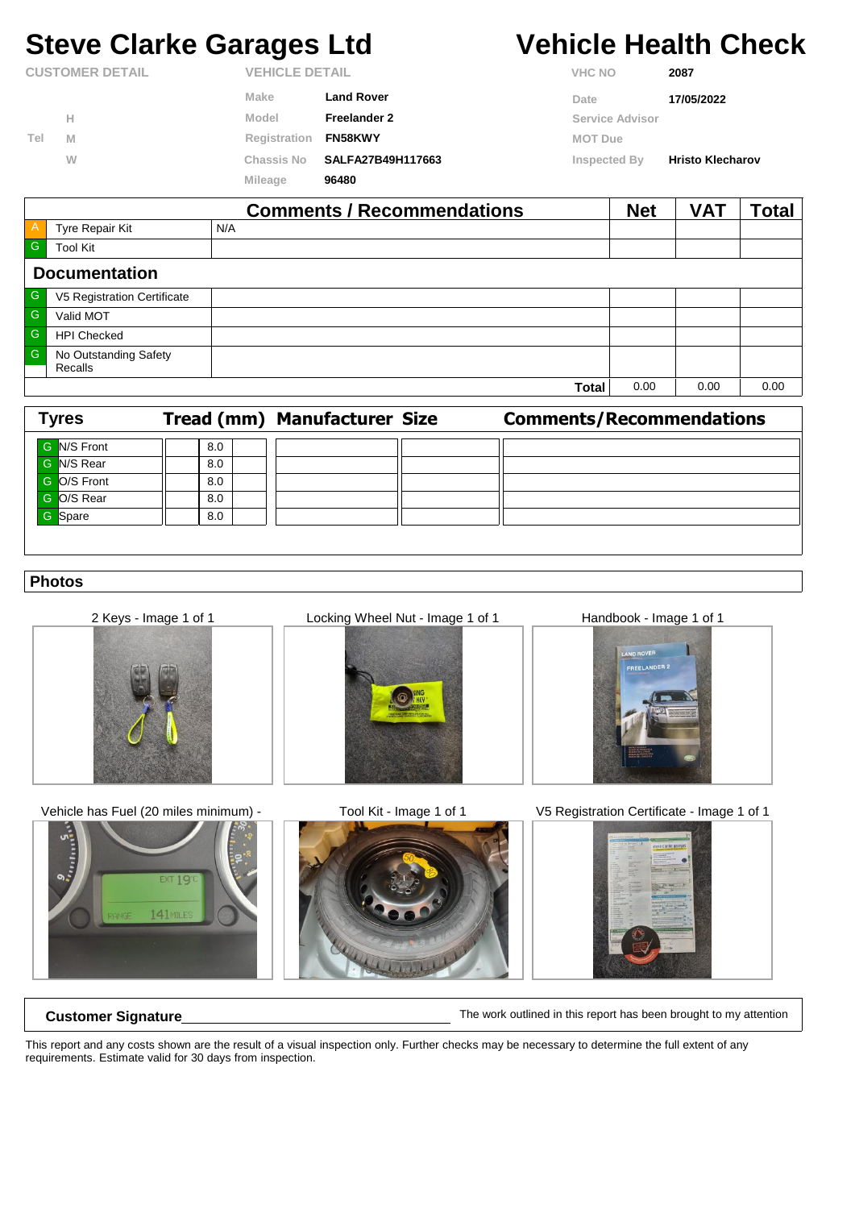# Steve Clarke Garages Ltd

# Vehicle Health Check

| CUSTOMER DETAIL | | VEHICLE DETAIL | | | |
|---|---|---|---|---|---|
| | | Make | Land Rover | VHC NO | 2087 |
| | H | Model | Freelander 2 | Date | 17/05/2022 |
| Tel | M | Registration | FN58KWY | Service Advisor | |
| | W | Chassis No | SALFA27B49H117663 | MOT Due | |
| | | Mileage | 96480 | Inspected By | Hristo Klecharov |

| | | Comments / Recommendations | Net | VAT | Total |
|---|---|---|---|---|---|
| A | Tyre Repair Kit | N/A | | | |
| G | Tool Kit | | | | |
| **Documentation** | | | | | |
| G | V5 Registration Certificate | | | | |
| G | Valid MOT | | | | |
| G | HPI Checked | | | | |
| G | No Outstanding Safety Recalls | | | | |
| | | **Total** | 0.00 | 0.00 | 0.00 |

| Tyres | Tread (mm) | | Manufacturer | Size | Comments/Recommendations |
|---|---|---|---|---|---|
| G N/S Front | 8.0 | | | | |
| G N/S Rear | 8.0 | | | | |
| G O/S Front | 8.0 | | | | |
| G O/S Rear | 8.0 | | | | |
| G Spare | 8.0 | | | | |

## Photos

2 Keys - Image 1 of 1

Locking Wheel Nut - Image 1 of 1

Handbook - Image 1 of 1

Vehicle has Fuel (20 miles minimum) -

Tool Kit - Image 1 of 1

V5 Registration Certificate - Image 1 of 1

**Customer Signature**\_\_\_\_\_\_\_\_\_\_\_\_\_\_\_\_\_\_\_\_\_\_\_\_\_\_\_\_ The work outlined in this report has been brought to my attention

This report and any costs shown are the result of a visual inspection only. Further checks may be necessary to determine the full extent of any requirements. Estimate valid for 30 days from inspection.